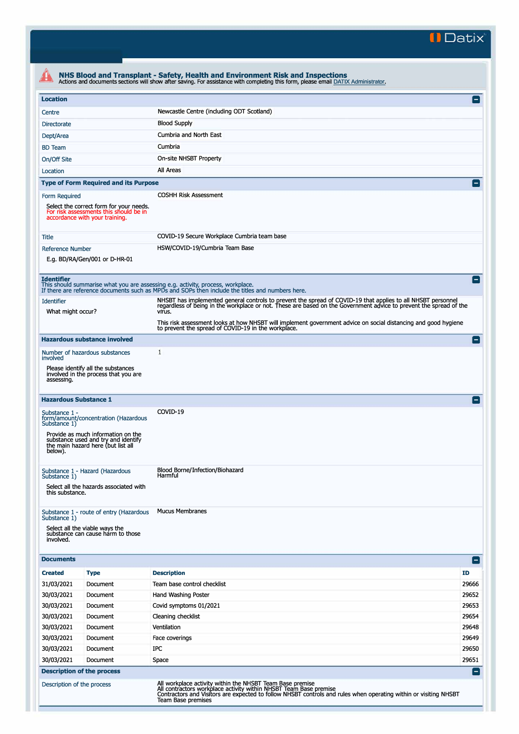Datix

# NHS Blood and Transplant - Safety, Health and Environment Risk and Inspections

Actions and documents sections will show after saving. For assistance with completing this form, please email DATIX Administrator.

## Location

| | |
|---|---|
| Centre | Newcastle Centre (including ODT Scotland) |
| Directorate | Blood Supply |
| Dept/Area | Cumbria and North East |
| BD Team | Cumbria |
| On/Off Site | On-site NHSBT Property |
| Location | All Areas |

## Type of Form Required and its Purpose

| | |
|---|---|
| Form Required<br><br>Select the correct form for your needs. For risk assessments this should be in accordance with your training. | COSHH Risk Assessment |
| Title | COVID-19 Secure Workplace Cumbria team base |
| Reference Number<br><br>E.g. BD/RA/Gen/001 or D-HR-01 | HSW/COVID-19/Cumbria Team Base |

## Identifier

This should summarise what you are assessing e.g. activity, process, workplace.
If there are reference documents such as MPDs and SOPs then include the titles and numbers here.

| | |
|---|---|
| Identifier<br><br>What might occur? | NHSBT has implemented general controls to prevent the spread of COVID-19 that applies to all NHSBT personnel regardless of being in the workplace or not. These are based on the Government advice to prevent the spread of the virus.<br><br>This risk assessment looks at how NHSBT will implement government advice on social distancing and good hygiene to prevent the spread of COVID-19 in the workplace. |

## Hazardous substance involved

| | |
|---|---|
| Number of hazardous substances involved<br><br>Please identify all the substances involved in the process that you are assessing. | 1 |

## Hazardous Substance 1

| | |
|---|---|
| Substance 1 - form/amount/concentration (Hazardous Substance 1)<br><br>Provide as much information on the substance used and try and identify the main hazard here (but list all below). | COVID-19 |
| Substance 1 - Hazard (Hazardous Substance 1)<br><br>Select all the hazards associated with this substance. | Blood Borne/Infection/Biohazard<br>Harmful |
| Substance 1 - route of entry (Hazardous Substance 1)<br><br>Select all the viable ways the substance can cause harm to those involved. | Mucus Membranes |

## Documents

| Created | Type | Description | ID |
|---|---|---|---|
| 31/03/2021 | Document | Team base control checklist | 29666 |
| 30/03/2021 | Document | Hand Washing Poster | 29652 |
| 30/03/2021 | Document | Covid symptoms 01/2021 | 29653 |
| 30/03/2021 | Document | Cleaning checklist | 29654 |
| 30/03/2021 | Document | Ventilation | 29648 |
| 30/03/2021 | Document | Face coverings | 29649 |
| 30/03/2021 | Document | IPC | 29650 |
| 30/03/2021 | Document | Space | 29651 |

## Description of the process

| | |
|---|---|
| Description of the process | All workplace activity within the NHSBT Team Base premise<br>All contractors workplace activity within NHSBT Team Base premise<br>Contractors and Visitors are expected to follow NHSBT controls and rules when operating within or visiting NHSBT Team Base premises |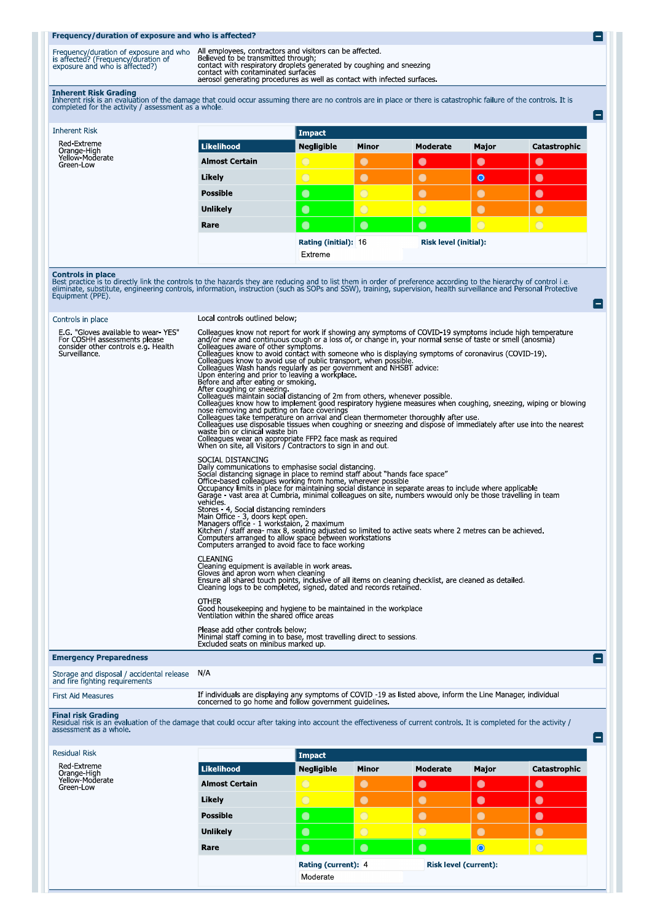## Frequency/duration of exposure and who is affected?

| | |
|---|---|
| Frequency/duration of exposure and who is affected? (Frequency/duration of exposure and who is affected?) | All employees, contractors and visitors can be affected.<br>Believed to be transmitted through;<br>contact with respiratory droplets generated by coughing and sneezing<br>contact with contaminated surfaces<br>aerosol generating procedures as well as contact with infected surfaces. |

## Inherent Risk Grading

Inherent risk is an evaluation of the damage that could occur assuming there are no controls are in place or there is catastrophic failure of the controls. It is completed for the activity / assessment as a whole.

**Inherent Risk**

Red-Extreme
Orange-High
Yellow-Moderate
Green-Low

| Likelihood | Negligible | Minor | Moderate | Major | Catastrophic |
|---|---|---|---|---|---|
| Almost Certain | Yellow | Orange | Red | Red | Red |
| Likely | Yellow | Orange | Orange | Red (selected) | Red |
| Possible | Green | Yellow | Orange | Orange | Red |
| Unlikely | Green | Yellow | Yellow | Orange | Orange |
| Rare | Green | Green | Green | Yellow | Yellow |

**Rating (initial):** 16

**Risk level (initial):** Extreme

## Controls in place

Best practice is to directly link the controls to the hazards they are reducing and to list them in order of preference according to the hierarchy of control i.e. eliminate, substitute, engineering controls, information, instruction (such as SOPs and SSW), training, supervision, health surveillance and Personal Protective Equipment (PPE).

**Controls in place**

E.G. "Gloves available to wear- YES" For COSHH assessments please consider other controls e.g. Health Surveillance.

Local controls outlined below;

Colleagues know not report for work if showing any symptoms of COVID-19 symptoms include high temperature and/or new and continuous cough or a loss of, or change in, your normal sense of taste or smell (anosmia)
Colleagues aware of other symptoms.
Colleagues know to avoid contact with someone who is displaying symptoms of coronavirus (COVID-19).
Colleagues know to avoid use of public transport, when possible.
Colleagues Wash hands regularly as per government and NHSBT advice:
Upon entering and prior to leaving a workplace.
Before and after eating or smoking.
After coughing or sneezing.
Colleagues maintain social distancing of 2m from others, whenever possible.
Colleagues know how to implement good respiratory hygiene measures when coughing, sneezing, wiping or blowing nose removing and putting on face coverings
Colleagues take temperature on arrival and clean thermometer thoroughly after use.
Colleagues use disposable tissues when coughing or sneezing and dispose of immediately after use into the nearest waste bin or clinical waste bin
Colleagues wear an appropriate FFP2 face mask as required
When on site, all Visitors / Contractors to sign in and out.

SOCIAL DISTANCING
Daily communications to emphasise social distancing.
Social distancing signage in place to remind staff about "hands face space"
Office-based colleagues working from home, wherever possible
Occupancy limits in place for maintaining social distance in separate areas to include where applicable
Garage - vast area at Cumbria, minimal colleagues on site, numbers wwould only be those travelling in team vehicles.
Stores - 4, Social distancing reminders
Main Office - 3, doors kept open.
Managers office - 1 workstaion, 2 maximum
Kitchen / staff area- max 8, seating adjusted so limited to active seats where 2 metres can be achieved.
Computers arranged to allow space between workstations
Computers arranged to avoid face to face working

CLEANING
Cleaning equipment is available in work areas.
Gloves and apron worn when cleaning
Ensure all shared touch points, inclusive of all items on cleaning checklist, are cleaned as detailed.
Cleaning logs to be completed, signed, dated and records retained.

OTHER
Good housekeeping and hygiene to be maintained in the workplace
Ventilation within the shared office areas

Please add other controls below;
Minimal staff coming in to base, most travelling direct to sessions.
Excluded seats on minibus marked up.

## Emergency Preparedness

| | |
|---|---|
| Storage and disposal / accidental release and fire fighting requirements | N/A |
| First Aid Measures | If individuals are displaying any symptoms of COVID -19 as listed above, inform the Line Manager, individual concerned to go home and follow government guidelines. |

## Final risk Grading

Residual risk is an evaluation of the damage that could occur after taking into account the effectiveness of current controls. It is completed for the activity / assessment as a whole.

**Residual Risk**

Red-Extreme
Orange-High
Yellow-Moderate
Green-Low

| Likelihood | Negligible | Minor | Moderate | Major | Catastrophic |
|---|---|---|---|---|---|
| Almost Certain | Yellow | Orange | Red | Red | Red |
| Likely | Yellow | Orange | Orange | Red | Red |
| Possible | Green | Yellow | Orange | Orange | Red |
| Unlikely | Green | Yellow | Yellow | Orange | Orange |
| Rare | Green | Green | Green | Yellow (selected) | Yellow |

**Rating (current):** 4

**Risk level (current):** Moderate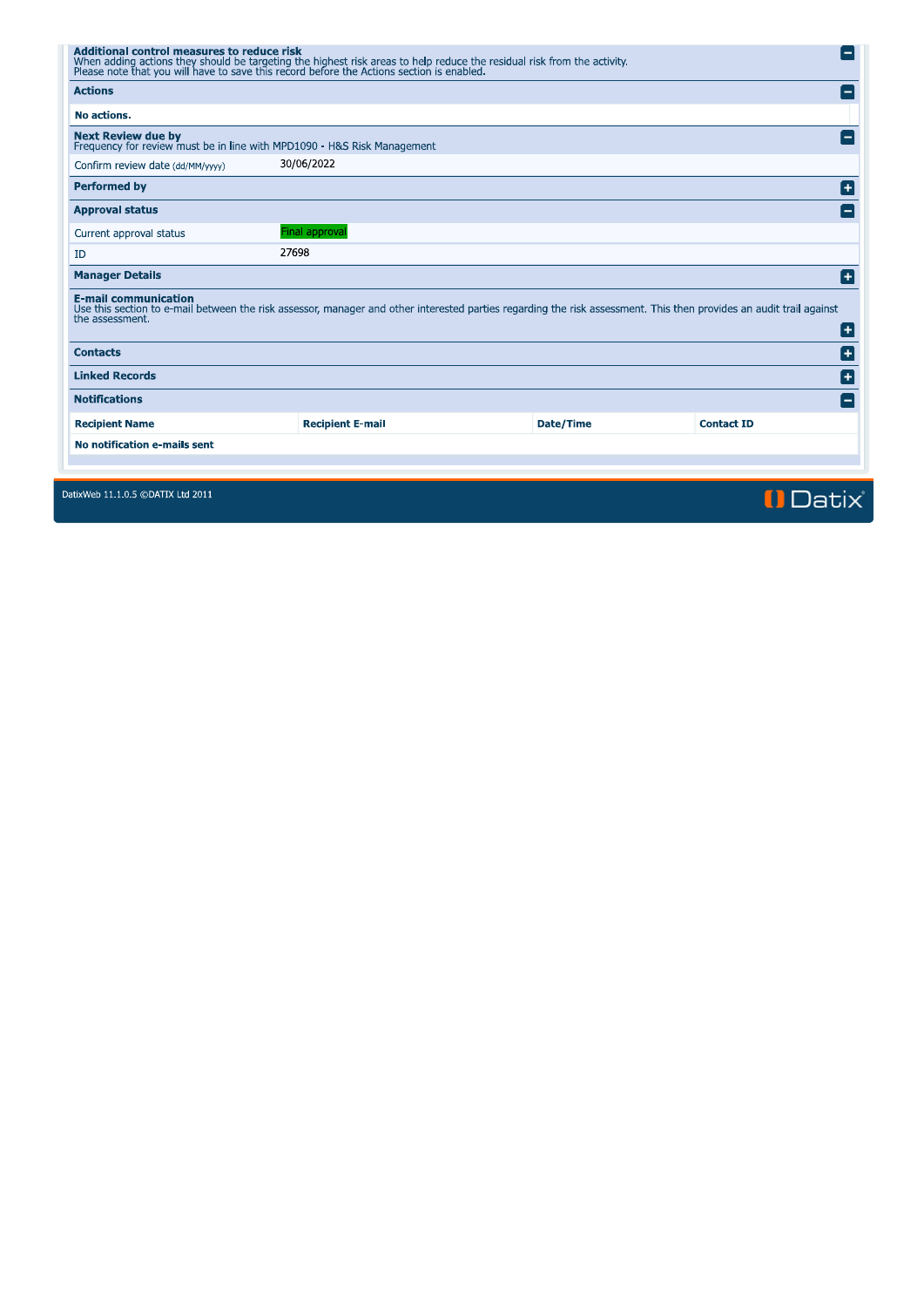**Additional control measures to reduce risk**
When adding actions they should be targeting the highest risk areas to help reduce the residual risk from the activity.
Please note that you will have to save this record before the Actions section is enabled.

**Actions**

**No actions.**

**Next Review due by**
Frequency for review must be in line with MPD1090 - H&S Risk Management

| | |
|---|---|
| Confirm review date (dd/MM/yyyy) | 30/06/2022 |

**Performed by**

**Approval status**

| | |
|---|---|
| Current approval status | Final approval |
| ID | 27698 |

**Manager Details**

**E-mail communication**
Use this section to e-mail between the risk assessor, manager and other interested parties regarding the risk assessment. This then provides an audit trail against the assessment.

**Contacts**

**Linked Records**

**Notifications**

| Recipient Name | Recipient E-mail | Date/Time | Contact ID |
|---|---|---|---|
| **No notification e-mails sent** | | | |

DatixWeb 11.1.0.5 ©DATIX Ltd 2011